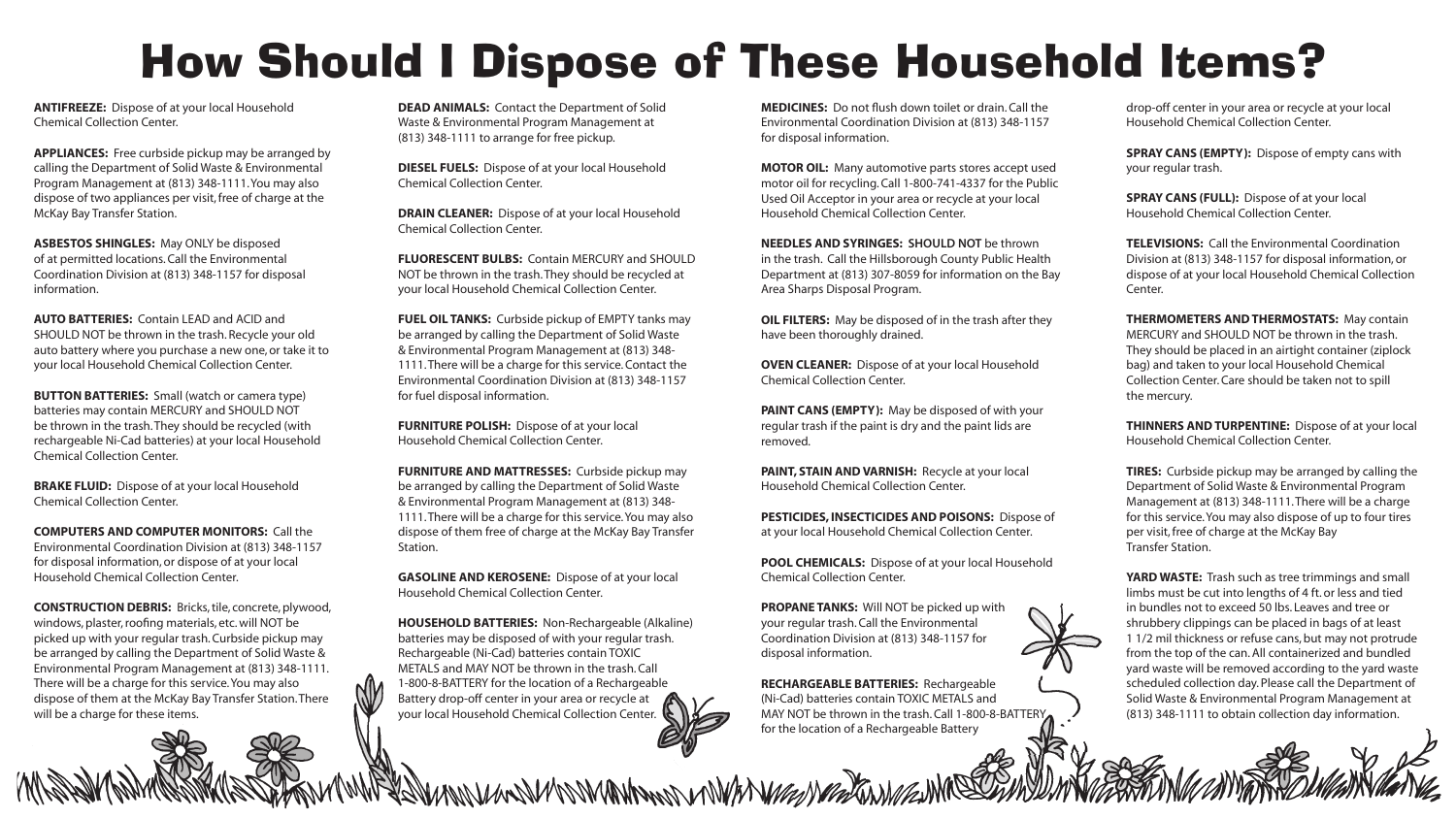# How Should I Dispose of These Household Items?

**ANTIFREEZE:** Dispose of at your local Household Chemical Collection Center.

**APPLIANCES:** Free curbside pickup may be arranged by calling the Department of Solid Waste & Environmental Program Management at (813) 348-1111. You may also dispose of two appliances per visit, free of charge at the McKay Bay Transfer Station.

**ASBESTOS SHINGLES:** May ONLY be disposed of at permitted locations. Call the Environmental Coordination Division at (813) 348-1157 for disposal information.

**AUTO BATTERIES:** Contain LEAD and ACID and SHOULD NOT be thrown in the trash. Recycle your old auto battery where you purchase a new one, or take it to your local Household Chemical Collection Center.

**BUTTON BATTERIES:** Small (watch or camera type) batteries may contain MERCURY and SHOULD NOT be thrown in the trash. They should be recycled (with rechargeable Ni-Cad batteries) at your local Household Chemical Collection Center.

**BRAKE FLUID:** Dispose of at your local Household Chemical Collection Center.

**COMPUTERS AND COMPUTER MONITORS:** Call the Environmental Coordination Division at (813) 348-1157 for disposal information, or dispose of at your local Household Chemical Collection Center.

**CONSTRUCTION DEBRIS:** Bricks, tile, concrete, plywood, windows, plaster, roofing materials, etc. will NOT be picked up with your regular trash. Curbside pickup may be arranged by calling the Department of Solid Waste & Environmental Program Management at (813) 348-1111. There will be a charge for this service. You may also dispose of them at the McKay Bay Transfer Station. There will be a charge for these items.

**DEAD ANIMALS:** Contact the Department of Solid Waste & Environmental Program Management at (813) 348-1111 to arrange for free pickup.

**DIESEL FUELS:** Dispose of at your local Household Chemical Collection Center.

**DRAIN CLEANER:** Dispose of at your local Household Chemical Collection Center.

**FLUORESCENT BULBS:** Contain MERCURY and SHOULD NOT be thrown in the trash. They should be recycled at your local Household Chemical Collection Center.

**FUEL OIL TANKS:** Curbside pickup of EMPTY tanks may be arranged by calling the Department of Solid Waste & Environmental Program Management at (813) 348-1111. There will be a charge for this service. Contact the Environmental Coordination Division at (813) 348-1157 for fuel disposal information.

**FURNITURE POLISH:** Dispose of at your local Household Chemical Collection Center.

**FURNITURE AND MATTRESSES:** Curbside pickup may be arranged by calling the Department of Solid Waste & Environmental Program Management at (813) 348-1111. There will be a charge for this service. You may also dispose of them free of charge at the McKay Bay Transfer Station.

**GASOLINE AND KEROSENE:** Dispose of at your local Household Chemical Collection Center.

**HOUSEHOLD BATTERIES:** Non-Rechargeable (Alkaline) batteries may be disposed of with your regular trash. Rechargeable (Ni-Cad) batteries contain TOXIC METALS and MAY NOT be thrown in the trash. Call 1-800-8-BATTERY for the location of a Rechargeable Battery drop-off center in your area or recycle at your local Household Chemical Collection Center.

**MEDICINES:** Do not flush down toilet or drain. Call the Environmental Coordination Division at (813) 348-1157 for disposal information.

**MOTOR OIL:** Many automotive parts stores accept used motor oil for recycling. Call 1-800-741-4337 for the Public Used Oil Acceptor in your area or recycle at your local Household Chemical Collection Center.

**NEEDLES AND SYRINGES:** **SHOULD NOT** be thrown in the trash. Call the Hillsborough County Public Health Department at (813) 307-8059 for information on the Bay Area Sharps Disposal Program.

**OIL FILTERS:** May be disposed of in the trash after they have been thoroughly drained.

**OVEN CLEANER:** Dispose of at your local Household Chemical Collection Center.

**PAINT CANS (EMPTY):** May be disposed of with your regular trash if the paint is dry and the paint lids are removed.

**PAINT, STAIN AND VARNISH:** Recycle at your local Household Chemical Collection Center.

**PESTICIDES, INSECTICIDES AND POISONS:** Dispose of at your local Household Chemical Collection Center.

**POOL CHEMICALS:** Dispose of at your local Household Chemical Collection Center.

**PROPANE TANKS:** Will NOT be picked up with your regular trash. Call the Environmental Coordination Division at (813) 348-1157 for disposal information.

**RECHARGEABLE BATTERIES:** Rechargeable (Ni-Cad) batteries contain TOXIC METALS and MAY NOT be thrown in the trash. Call 1-800-8-BATTERY for the location of a Rechargeable Battery drop-off center in your area or recycle at your local Household Chemical Collection Center.

**SPRAY CANS (EMPTY):** Dispose of empty cans with your regular trash.

**SPRAY CANS (FULL):** Dispose of at your local Household Chemical Collection Center.

**TELEVISIONS:** Call the Environmental Coordination Division at (813) 348-1157 for disposal information, or dispose of at your local Household Chemical Collection Center.

**THERMOMETERS AND THERMOSTATS:** May contain MERCURY and SHOULD NOT be thrown in the trash. They should be placed in an airtight container (ziplock bag) and taken to your local Household Chemical Collection Center. Care should be taken not to spill the mercury.

**THINNERS AND TURPENTINE:** Dispose of at your local Household Chemical Collection Center.

**TIRES:** Curbside pickup may be arranged by calling the Department of Solid Waste & Environmental Program Management at (813) 348-1111. There will be a charge for this service. You may also dispose of up to four tires per visit, free of charge at the McKay Bay Transfer Station.

**YARD WASTE:** Trash such as tree trimmings and small limbs must be cut into lengths of 4 ft. or less and tied in bundles not to exceed 50 lbs. Leaves and tree or shrubbery clippings can be placed in bags of at least 1 1/2 mil thickness or refuse cans, but may not protrude from the top of the can. All containerized and bundled yard waste will be removed according to the yard waste scheduled collection day. Please call the Department of Solid Waste & Environmental Program Management at (813) 348-1111 to obtain collection day information.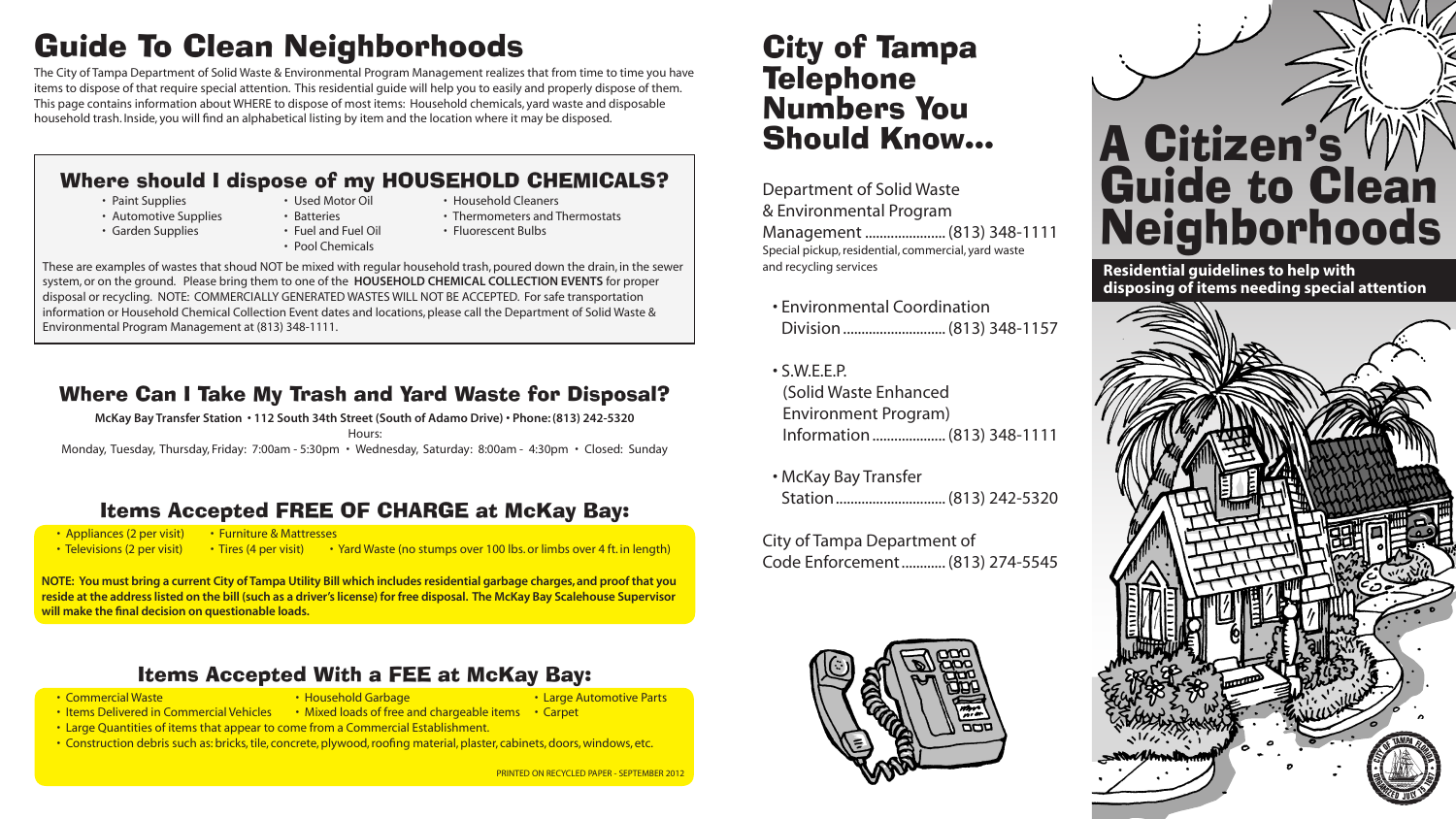# Guide To Clean Neighborhoods

The City of Tampa Department of Solid Waste & Environmental Program Management realizes that from time to time you have items to dispose of that require special attention. This residential guide will help you to easily and properly dispose of them. This page contains information about WHERE to dispose of most items: Household chemicals, yard waste and disposable household trash. Inside, you will find an alphabetical listing by item and the location where it may be disposed.

## Where should I dispose of my HOUSEHOLD CHEMICALS?

- Paint Supplies
- Automotive Supplies
- Garden Supplies
- Used Motor Oil
- Batteries
- Fuel and Fuel Oil
- Pool Chemicals
- Household Cleaners
- Thermometers and Thermostats
- Fluorescent Bulbs

These are examples of wastes that shoud NOT be mixed with regular household trash, poured down the drain, in the sewer system, or on the ground. Please bring them to one of the **HOUSEHOLD CHEMICAL COLLECTION EVENTS** for proper disposal or recycling. NOTE: COMMERCIALLY GENERATED WASTES WILL NOT BE ACCEPTED. For safe transportation information or Household Chemical Collection Event dates and locations, please call the Department of Solid Waste & Environmental Program Management at (813) 348-1111.

## Where Can I Take My Trash and Yard Waste for Disposal?

**McKay Bay Transfer Station • 112 South 34th Street (South of Adamo Drive) • Phone: (813) 242-5320**

Hours:

Monday, Tuesday, Thursday, Friday: 7:00am - 5:30pm • Wednesday, Saturday: 8:00am - 4:30pm • Closed: Sunday

## Items Accepted FREE OF CHARGE at McKay Bay:

- Appliances (2 per visit)
- Televisions (2 per visit)
- Furniture & Mattresses
- Tires (4 per visit)
- Yard Waste (no stumps over 100 lbs. or limbs over 4 ft. in length)

**NOTE: You must bring a current City of Tampa Utility Bill which includes residential garbage charges, and proof that you reside at the address listed on the bill (such as a driver's license) for free disposal. The McKay Bay Scalehouse Supervisor will make the final decision on questionable loads.**

## Items Accepted With a FEE at McKay Bay:

- Commercial Waste
- Items Delivered in Commercial Vehicles
- Household Garbage
- Mixed loads of free and chargeable items
- Large Automotive Parts
- Carpet
- Large Quantities of items that appear to come from a Commercial Establishment.
- Construction debris such as: bricks, tile, concrete, plywood, roofing material, plaster, cabinets, doors, windows, etc.

PRINTED ON RECYCLED PAPER - SEPTEMBER 2012

# City of Tampa Telephone Numbers You Should Know...

Department of Solid Waste & Environmental Program Management ...................... (813) 348-1111
Special pickup, residential, commercial, yard waste and recycling services

- Environmental Coordination Division ............................ (813) 348-1157
- S.W.E.E.P. (Solid Waste Enhanced Environment Program) Information .................... (813) 348-1111
- McKay Bay Transfer Station .............................. (813) 242-5320

City of Tampa Department of Code Enforcement ............ (813) 274-5545

# A Citizen's Guide to Clean Neighborhoods

**Residential guidelines to help with disposing of items needing special attention**